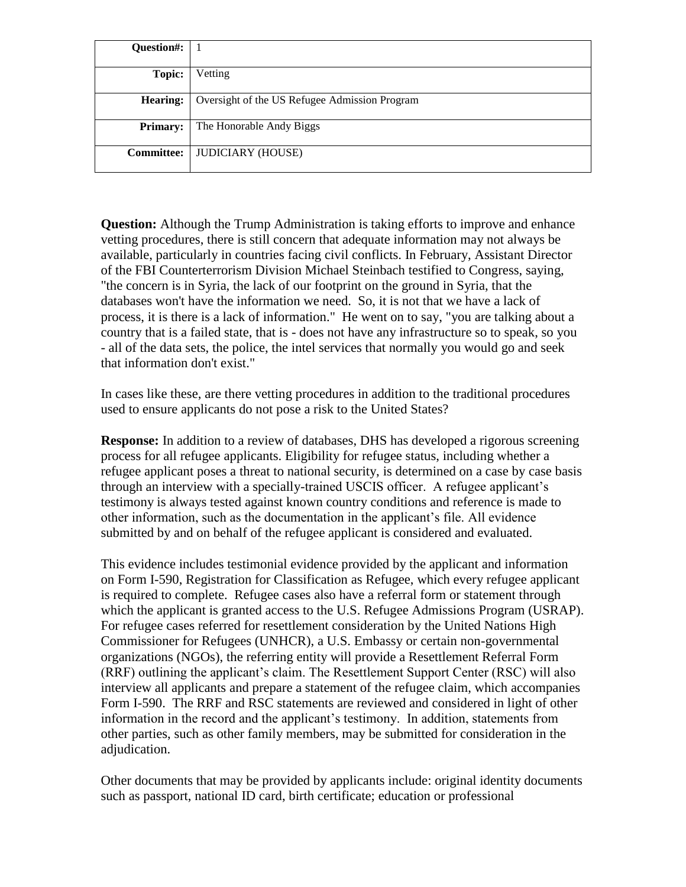| Question#: | 1 |
|---|---|
| Topic: | Vetting |
| Hearing: | Oversight of the US Refugee Admission Program |
| Primary: | The Honorable Andy Biggs |
| Committee: | JUDICIARY (HOUSE) |

**Question:** Although the Trump Administration is taking efforts to improve and enhance vetting procedures, there is still concern that adequate information may not always be available, particularly in countries facing civil conflicts. In February, Assistant Director of the FBI Counterterrorism Division Michael Steinbach testified to Congress, saying, "the concern is in Syria, the lack of our footprint on the ground in Syria, that the databases won't have the information we need. So, it is not that we have a lack of process, it is there is a lack of information." He went on to say, "you are talking about a country that is a failed state, that is - does not have any infrastructure so to speak, so you - all of the data sets, the police, the intel services that normally you would go and seek that information don't exist."

In cases like these, are there vetting procedures in addition to the traditional procedures used to ensure applicants do not pose a risk to the United States?

**Response:** In addition to a review of databases, DHS has developed a rigorous screening process for all refugee applicants. Eligibility for refugee status, including whether a refugee applicant poses a threat to national security, is determined on a case by case basis through an interview with a specially-trained USCIS officer. A refugee applicant's testimony is always tested against known country conditions and reference is made to other information, such as the documentation in the applicant's file. All evidence submitted by and on behalf of the refugee applicant is considered and evaluated.

This evidence includes testimonial evidence provided by the applicant and information on Form I-590, Registration for Classification as Refugee, which every refugee applicant is required to complete. Refugee cases also have a referral form or statement through which the applicant is granted access to the U.S. Refugee Admissions Program (USRAP). For refugee cases referred for resettlement consideration by the United Nations High Commissioner for Refugees (UNHCR), a U.S. Embassy or certain non-governmental organizations (NGOs), the referring entity will provide a Resettlement Referral Form (RRF) outlining the applicant's claim. The Resettlement Support Center (RSC) will also interview all applicants and prepare a statement of the refugee claim, which accompanies Form I-590. The RRF and RSC statements are reviewed and considered in light of other information in the record and the applicant's testimony. In addition, statements from other parties, such as other family members, may be submitted for consideration in the adjudication.

Other documents that may be provided by applicants include: original identity documents such as passport, national ID card, birth certificate; education or professional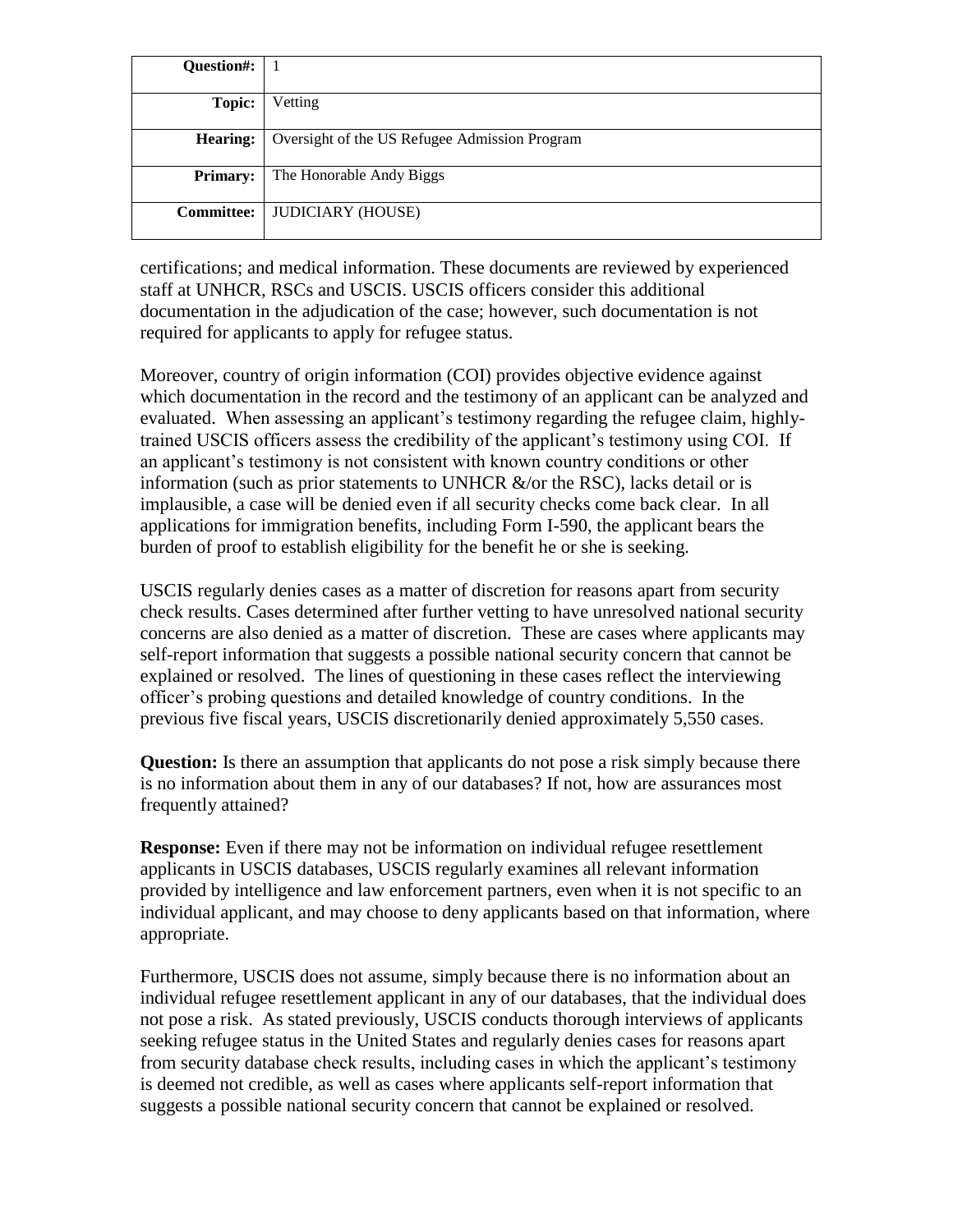| Question#: | 1 |
|---|---|
| Topic: | Vetting |
| Hearing: | Oversight of the US Refugee Admission Program |
| Primary: | The Honorable Andy Biggs |
| Committee: | JUDICIARY (HOUSE) |

certifications; and medical information. These documents are reviewed by experienced staff at UNHCR, RSCs and USCIS. USCIS officers consider this additional documentation in the adjudication of the case; however, such documentation is not required for applicants to apply for refugee status.

Moreover, country of origin information (COI) provides objective evidence against which documentation in the record and the testimony of an applicant can be analyzed and evaluated. When assessing an applicant's testimony regarding the refugee claim, highly-trained USCIS officers assess the credibility of the applicant's testimony using COI. If an applicant's testimony is not consistent with known country conditions or other information (such as prior statements to UNHCR &/or the RSC), lacks detail or is implausible, a case will be denied even if all security checks come back clear. In all applications for immigration benefits, including Form I-590, the applicant bears the burden of proof to establish eligibility for the benefit he or she is seeking.

USCIS regularly denies cases as a matter of discretion for reasons apart from security check results. Cases determined after further vetting to have unresolved national security concerns are also denied as a matter of discretion. These are cases where applicants may self-report information that suggests a possible national security concern that cannot be explained or resolved. The lines of questioning in these cases reflect the interviewing officer's probing questions and detailed knowledge of country conditions. In the previous five fiscal years, USCIS discretionarily denied approximately 5,550 cases.

**Question:** Is there an assumption that applicants do not pose a risk simply because there is no information about them in any of our databases? If not, how are assurances most frequently attained?

**Response:** Even if there may not be information on individual refugee resettlement applicants in USCIS databases, USCIS regularly examines all relevant information provided by intelligence and law enforcement partners, even when it is not specific to an individual applicant, and may choose to deny applicants based on that information, where appropriate.

Furthermore, USCIS does not assume, simply because there is no information about an individual refugee resettlement applicant in any of our databases, that the individual does not pose a risk. As stated previously, USCIS conducts thorough interviews of applicants seeking refugee status in the United States and regularly denies cases for reasons apart from security database check results, including cases in which the applicant's testimony is deemed not credible, as well as cases where applicants self-report information that suggests a possible national security concern that cannot be explained or resolved.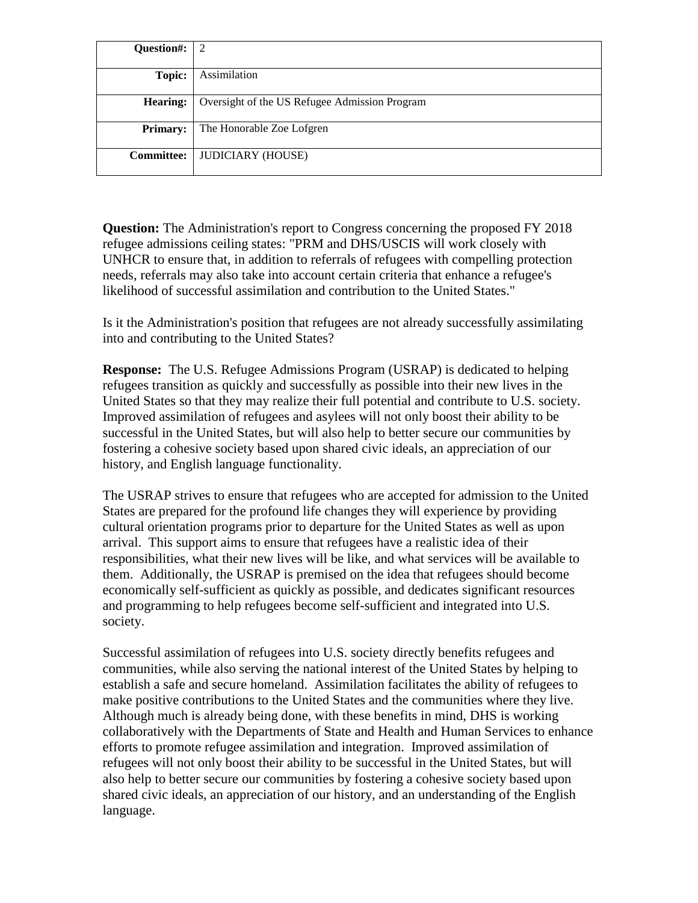| Question#: | 2 |
| --- | --- |
| Topic: | Assimilation |
| Hearing: | Oversight of the US Refugee Admission Program |
| Primary: | The Honorable Zoe Lofgren |
| Committee: | JUDICIARY (HOUSE) |

**Question:** The Administration's report to Congress concerning the proposed FY 2018 refugee admissions ceiling states: "PRM and DHS/USCIS will work closely with UNHCR to ensure that, in addition to referrals of refugees with compelling protection needs, referrals may also take into account certain criteria that enhance a refugee's likelihood of successful assimilation and contribution to the United States."

Is it the Administration's position that refugees are not already successfully assimilating into and contributing to the United States?

**Response:** The U.S. Refugee Admissions Program (USRAP) is dedicated to helping refugees transition as quickly and successfully as possible into their new lives in the United States so that they may realize their full potential and contribute to U.S. society. Improved assimilation of refugees and asylees will not only boost their ability to be successful in the United States, but will also help to better secure our communities by fostering a cohesive society based upon shared civic ideals, an appreciation of our history, and English language functionality.

The USRAP strives to ensure that refugees who are accepted for admission to the United States are prepared for the profound life changes they will experience by providing cultural orientation programs prior to departure for the United States as well as upon arrival. This support aims to ensure that refugees have a realistic idea of their responsibilities, what their new lives will be like, and what services will be available to them. Additionally, the USRAP is premised on the idea that refugees should become economically self-sufficient as quickly as possible, and dedicates significant resources and programming to help refugees become self-sufficient and integrated into U.S. society.

Successful assimilation of refugees into U.S. society directly benefits refugees and communities, while also serving the national interest of the United States by helping to establish a safe and secure homeland. Assimilation facilitates the ability of refugees to make positive contributions to the United States and the communities where they live. Although much is already being done, with these benefits in mind, DHS is working collaboratively with the Departments of State and Health and Human Services to enhance efforts to promote refugee assimilation and integration. Improved assimilation of refugees will not only boost their ability to be successful in the United States, but will also help to better secure our communities by fostering a cohesive society based upon shared civic ideals, an appreciation of our history, and an understanding of the English language.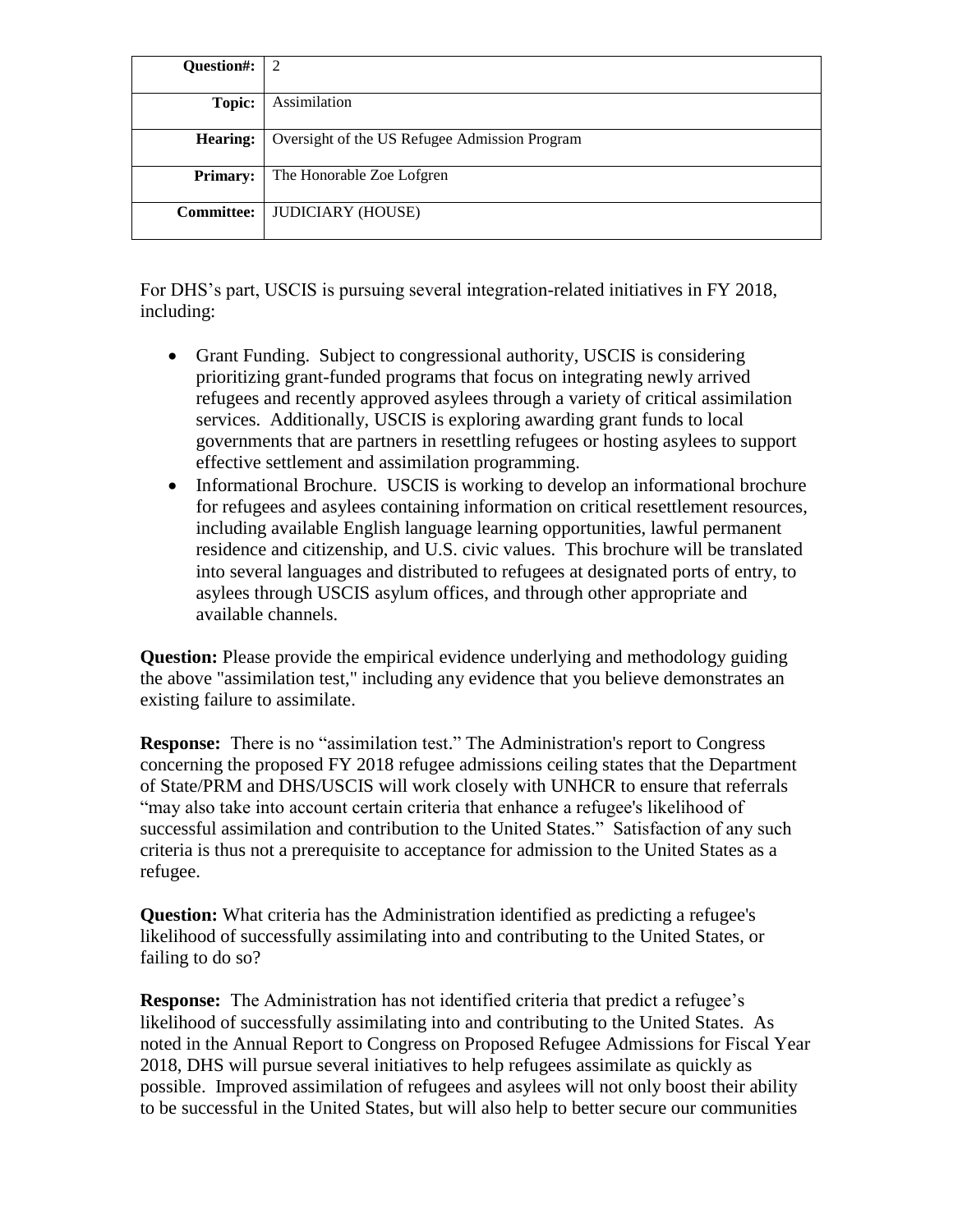| Question#: | 2 |
| --- | --- |
| Topic: | Assimilation |
| Hearing: | Oversight of the US Refugee Admission Program |
| Primary: | The Honorable Zoe Lofgren |
| Committee: | JUDICIARY (HOUSE) |

For DHS's part, USCIS is pursuing several integration-related initiatives in FY 2018, including:

- Grant Funding. Subject to congressional authority, USCIS is considering prioritizing grant-funded programs that focus on integrating newly arrived refugees and recently approved asylees through a variety of critical assimilation services. Additionally, USCIS is exploring awarding grant funds to local governments that are partners in resettling refugees or hosting asylees to support effective settlement and assimilation programming.
- Informational Brochure. USCIS is working to develop an informational brochure for refugees and asylees containing information on critical resettlement resources, including available English language learning opportunities, lawful permanent residence and citizenship, and U.S. civic values. This brochure will be translated into several languages and distributed to refugees at designated ports of entry, to asylees through USCIS asylum offices, and through other appropriate and available channels.

**Question:** Please provide the empirical evidence underlying and methodology guiding the above "assimilation test," including any evidence that you believe demonstrates an existing failure to assimilate.

**Response:** There is no "assimilation test." The Administration's report to Congress concerning the proposed FY 2018 refugee admissions ceiling states that the Department of State/PRM and DHS/USCIS will work closely with UNHCR to ensure that referrals "may also take into account certain criteria that enhance a refugee's likelihood of successful assimilation and contribution to the United States." Satisfaction of any such criteria is thus not a prerequisite to acceptance for admission to the United States as a refugee.

**Question:** What criteria has the Administration identified as predicting a refugee's likelihood of successfully assimilating into and contributing to the United States, or failing to do so?

**Response:** The Administration has not identified criteria that predict a refugee's likelihood of successfully assimilating into and contributing to the United States. As noted in the Annual Report to Congress on Proposed Refugee Admissions for Fiscal Year 2018, DHS will pursue several initiatives to help refugees assimilate as quickly as possible. Improved assimilation of refugees and asylees will not only boost their ability to be successful in the United States, but will also help to better secure our communities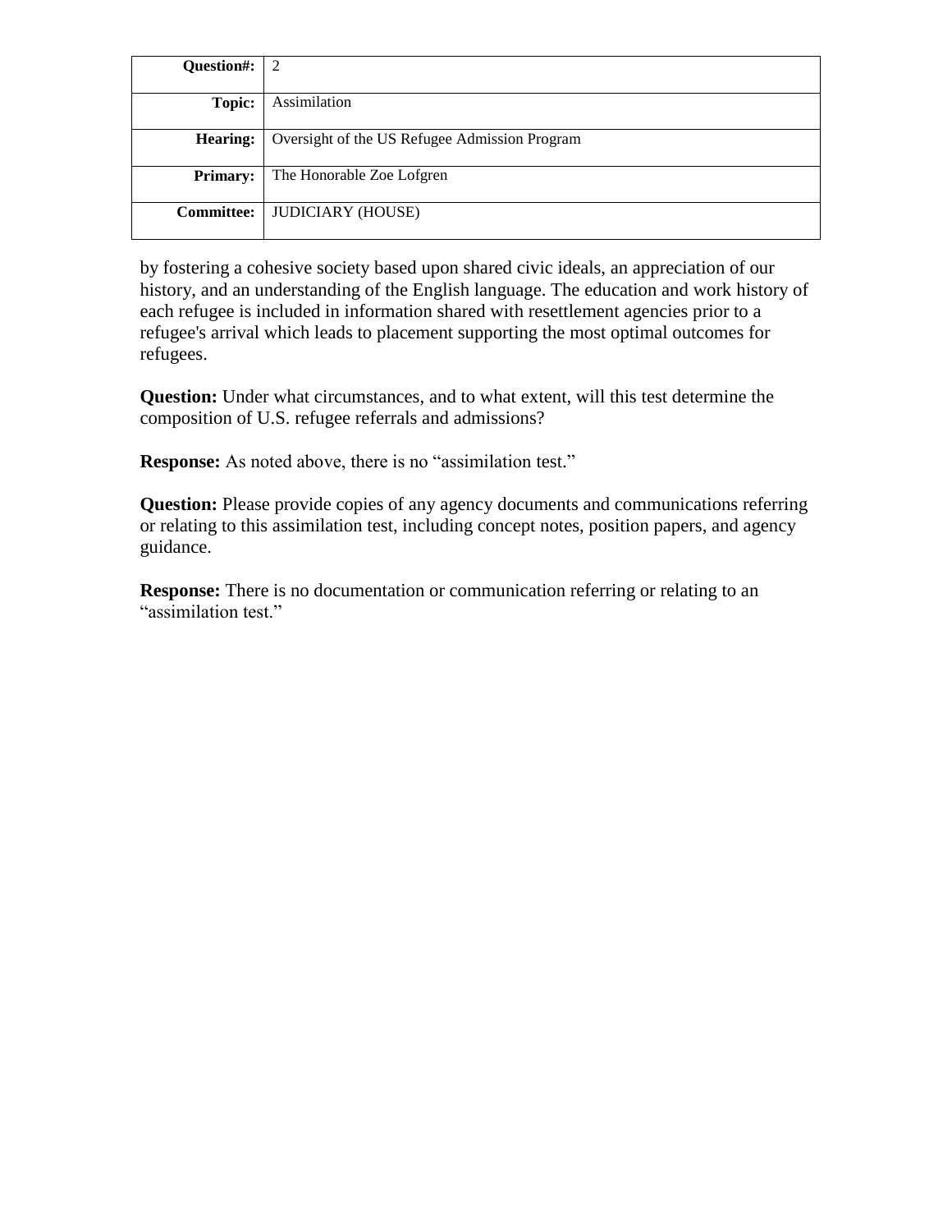| | |
|---|---|
| **Question#:** | 2 |
| **Topic:** | Assimilation |
| **Hearing:** | Oversight of the US Refugee Admission Program |
| **Primary:** | The Honorable Zoe Lofgren |
| **Committee:** | JUDICIARY (HOUSE) |

by fostering a cohesive society based upon shared civic ideals, an appreciation of our history, and an understanding of the English language. The education and work history of each refugee is included in information shared with resettlement agencies prior to a refugee's arrival which leads to placement supporting the most optimal outcomes for refugees.

**Question:** Under what circumstances, and to what extent, will this test determine the composition of U.S. refugee referrals and admissions?

**Response:** As noted above, there is no "assimilation test."

**Question:** Please provide copies of any agency documents and communications referring or relating to this assimilation test, including concept notes, position papers, and agency guidance.

**Response:** There is no documentation or communication referring or relating to an "assimilation test."